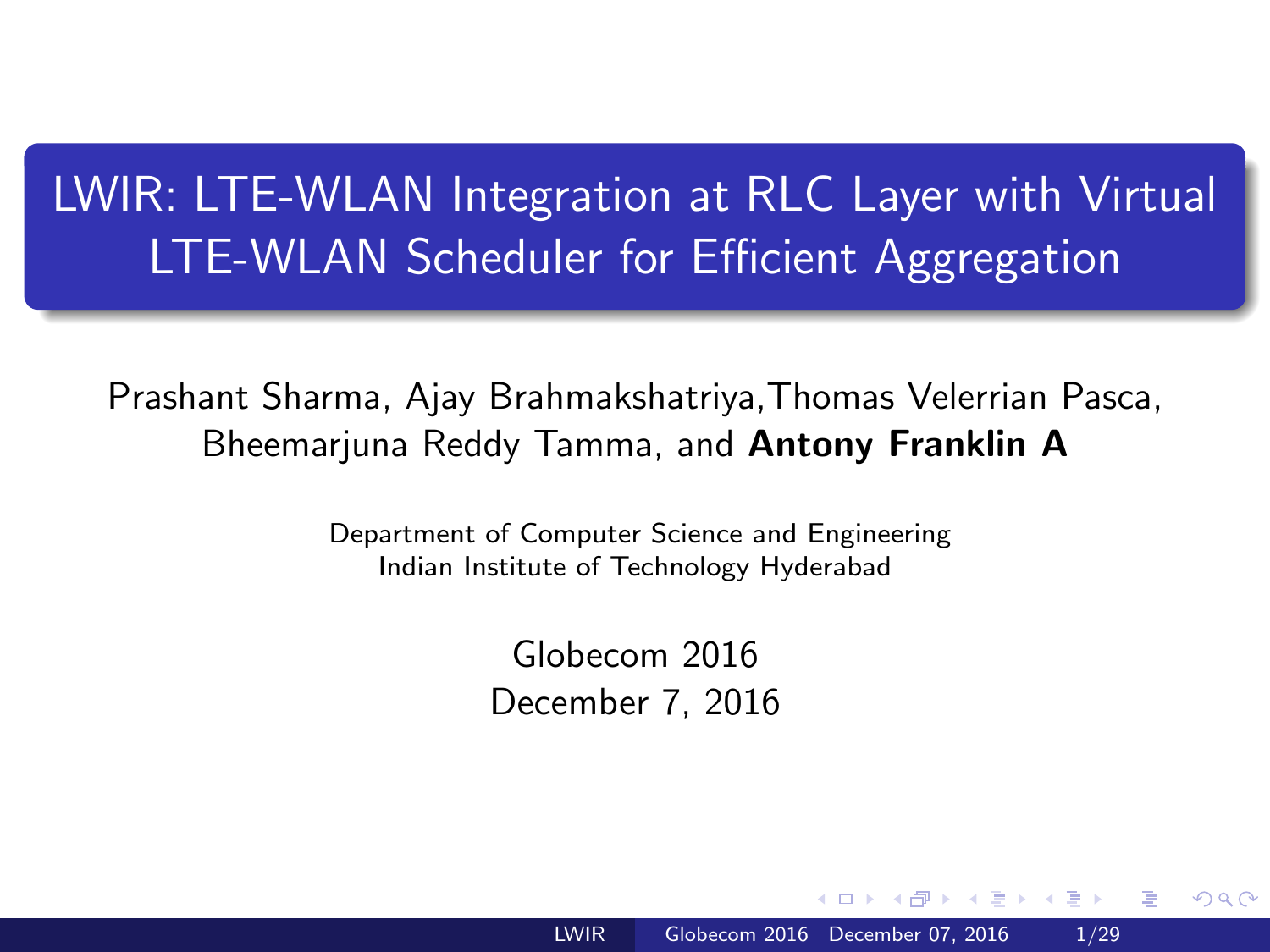# LWIR: LTE-WLAN Integration at RLC Layer with Virtual LTE-WLAN Scheduler for Efficient Aggregation

Prashant Sharma, Ajay Brahmakshatriya,Thomas Velerrian Pasca, Bheemarjuna Reddy Tamma, and **Antony Franklin A**

Department of Computer Science and Engineering
Indian Institute of Technology Hyderabad

Globecom 2016
December 7, 2016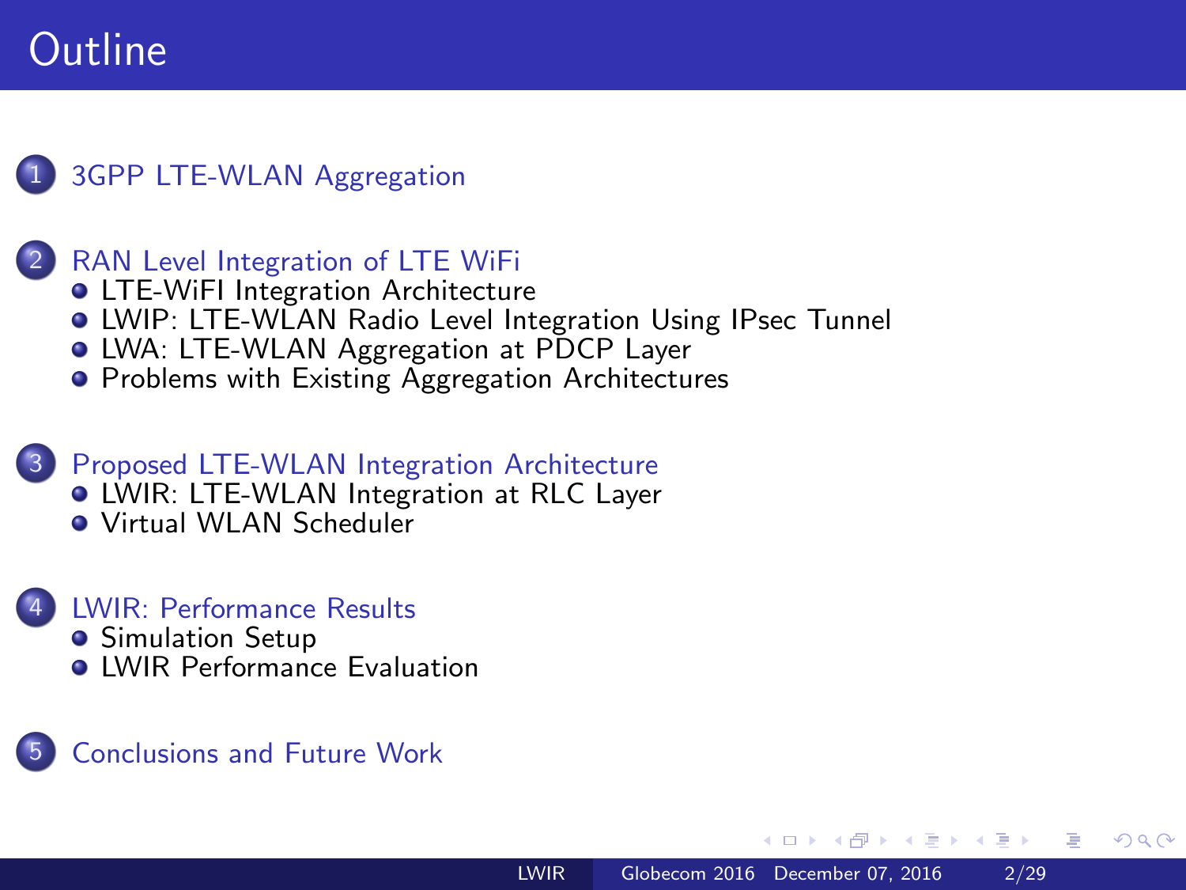# Outline

1. 3GPP LTE-WLAN Aggregation

2. RAN Level Integration of LTE WiFi
   - LTE-WiFI Integration Architecture
   - LWIP: LTE-WLAN Radio Level Integration Using IPsec Tunnel
   - LWA: LTE-WLAN Aggregation at PDCP Layer
   - Problems with Existing Aggregation Architectures

3. Proposed LTE-WLAN Integration Architecture
   - LWIR: LTE-WLAN Integration at RLC Layer
   - Virtual WLAN Scheduler

4. LWIR: Performance Results
   - Simulation Setup
   - LWIR Performance Evaluation

5. Conclusions and Future Work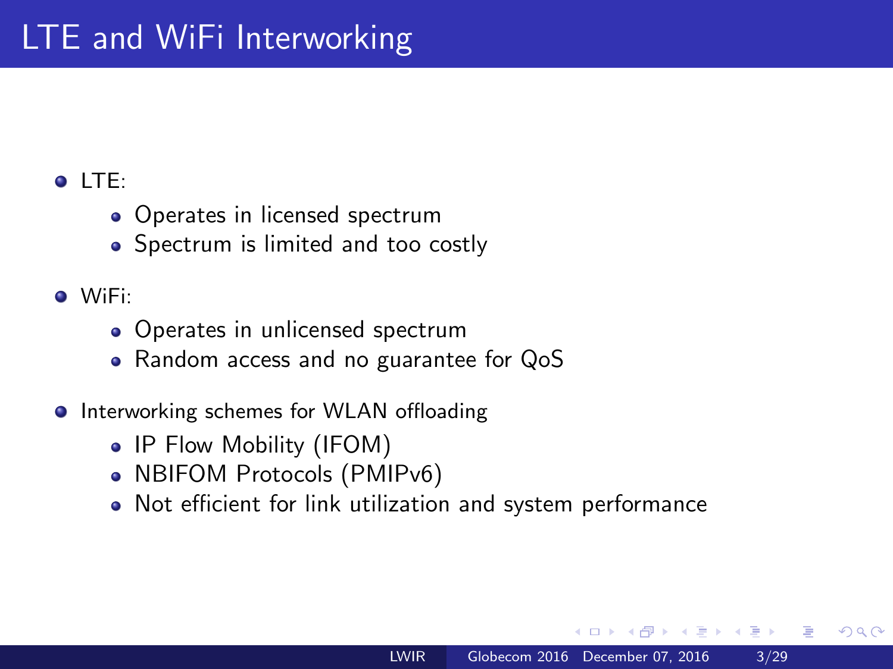# LTE and WiFi Interworking

- LTE:
  - Operates in licensed spectrum
  - Spectrum is limited and too costly
- WiFi:
  - Operates in unlicensed spectrum
  - Random access and no guarantee for QoS
- Interworking schemes for WLAN offloading
  - IP Flow Mobility (IFOM)
  - NBIFOM Protocols (PMIPv6)
  - Not efficient for link utilization and system performance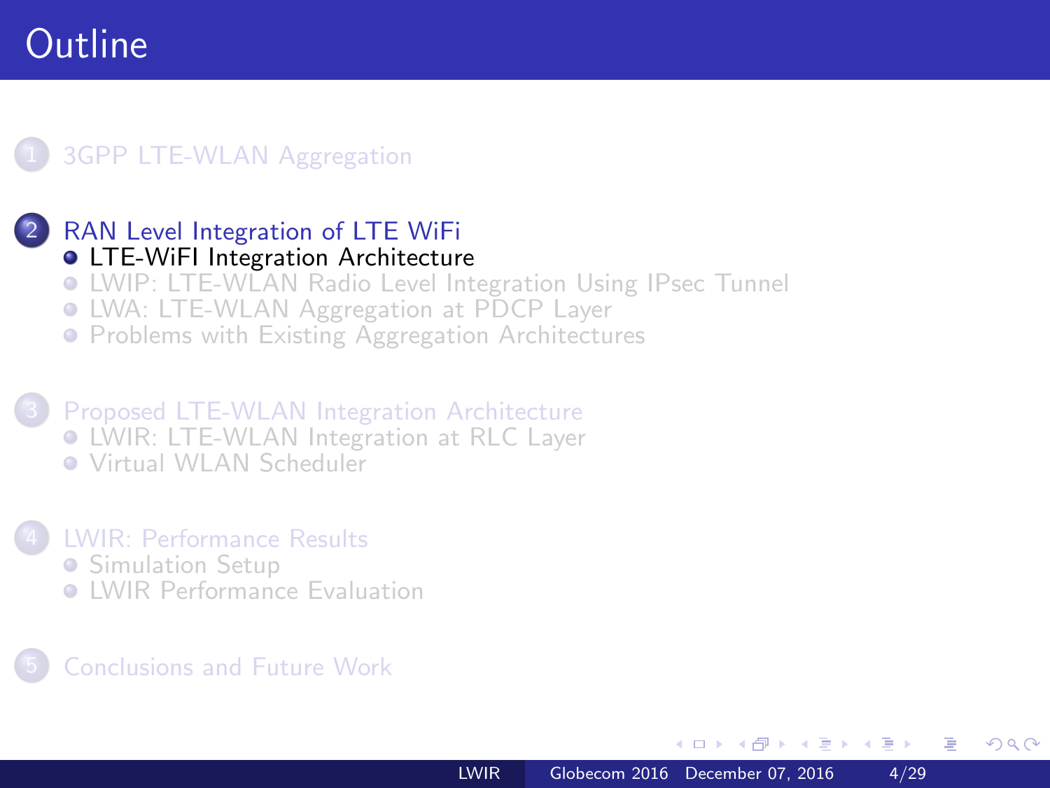# Outline

1. 3GPP LTE-WLAN Aggregation

2. RAN Level Integration of LTE WiFi
   - LTE-WiFI Integration Architecture
   - LWIP: LTE-WLAN Radio Level Integration Using IPsec Tunnel
   - LWA: LTE-WLAN Aggregation at PDCP Layer
   - Problems with Existing Aggregation Architectures

3. Proposed LTE-WLAN Integration Architecture
   - LWIR: LTE-WLAN Integration at RLC Layer
   - Virtual WLAN Scheduler

4. LWIR: Performance Results
   - Simulation Setup
   - LWIR Performance Evaluation

5. Conclusions and Future Work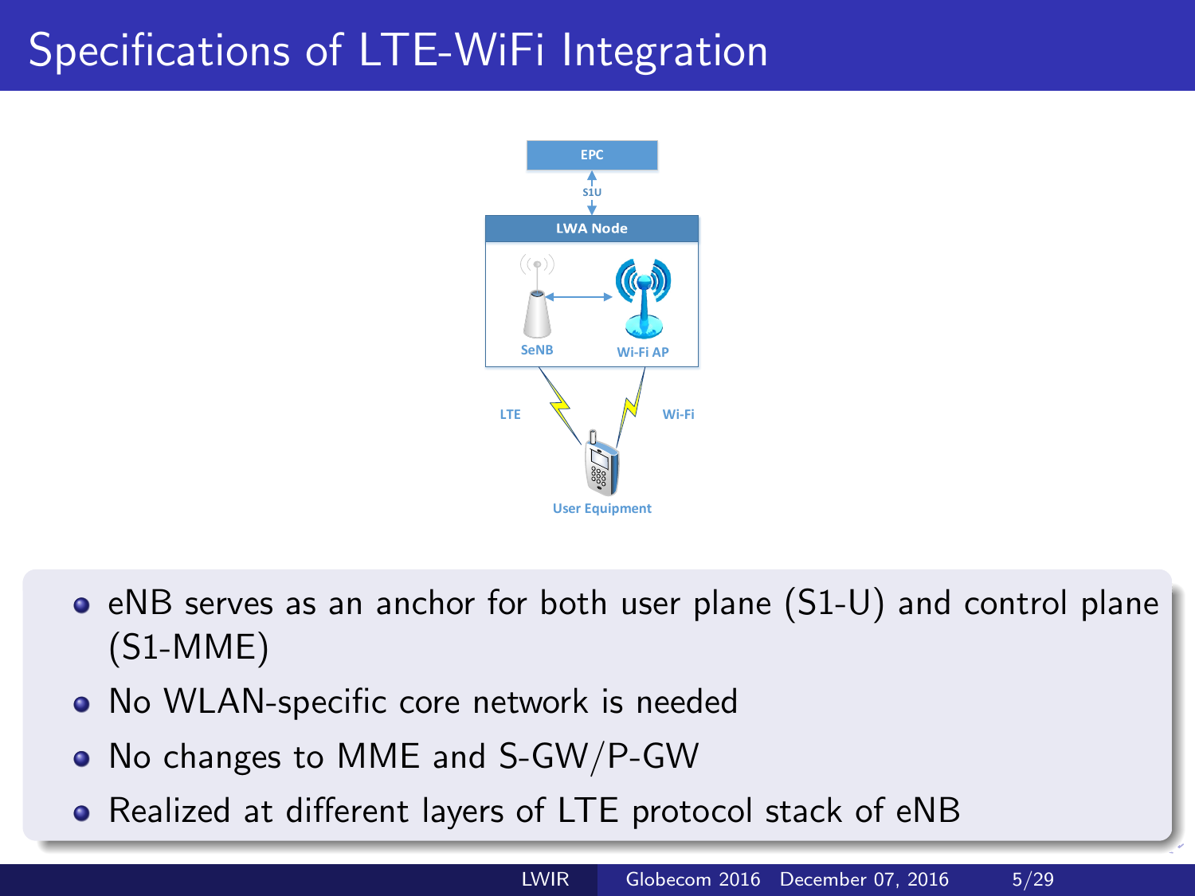# Specifications of LTE-WiFi Integration

- eNB serves as an anchor for both user plane (S1-U) and control plane (S1-MME)
- No WLAN-specific core network is needed
- No changes to MME and S-GW/P-GW
- Realized at different layers of LTE protocol stack of eNB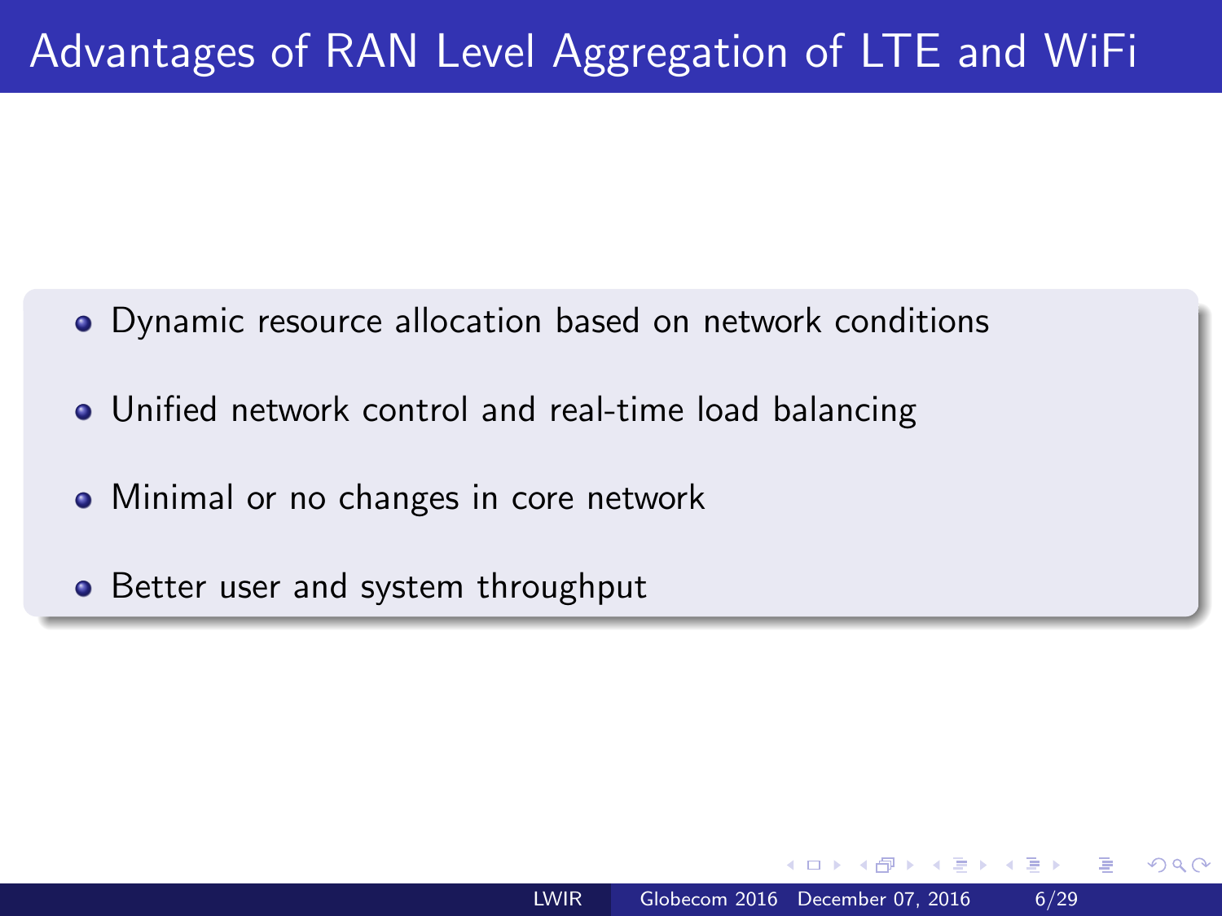# Advantages of RAN Level Aggregation of LTE and WiFi

- Dynamic resource allocation based on network conditions
- Unified network control and real-time load balancing
- Minimal or no changes in core network
- Better user and system throughput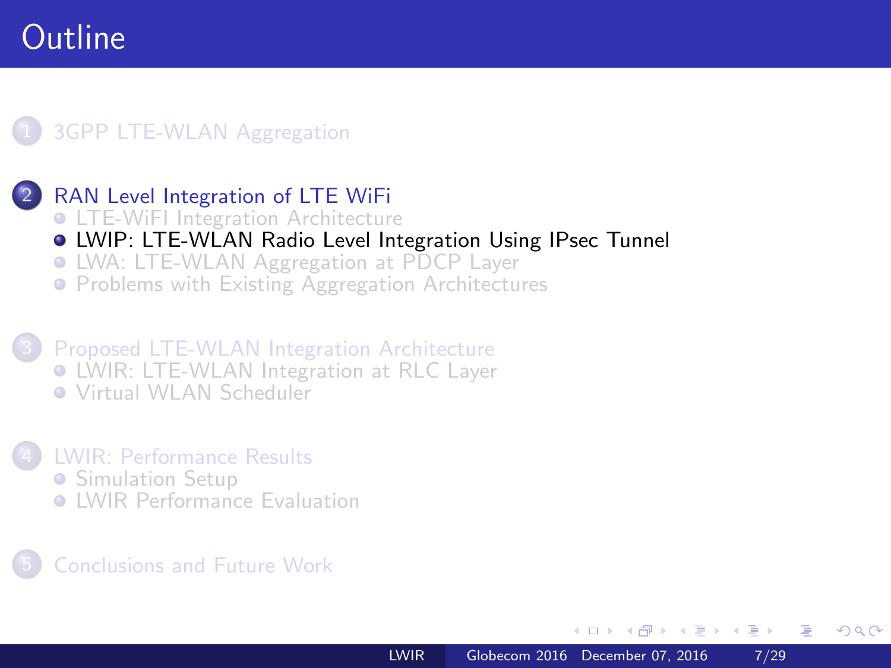# Outline

1. 3GPP LTE-WLAN Aggregation

2. RAN Level Integration of LTE WiFi
   - LTE-WiFI Integration Architecture
   - LWIP: LTE-WLAN Radio Level Integration Using IPsec Tunnel
   - LWA: LTE-WLAN Aggregation at PDCP Layer
   - Problems with Existing Aggregation Architectures

3. Proposed LTE-WLAN Integration Architecture
   - LWIR: LTE-WLAN Integration at RLC Layer
   - Virtual WLAN Scheduler

4. LWIR: Performance Results
   - Simulation Setup
   - LWIR Performance Evaluation

5. Conclusions and Future Work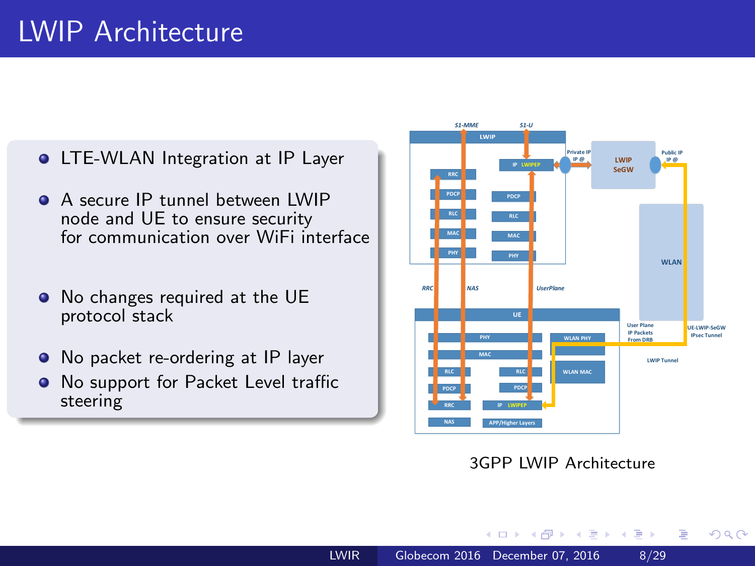# LWIP Architecture

- LTE-WLAN Integration at IP Layer
- A secure IP tunnel between LWIP node and UE to ensure security for communication over WiFi interface
- No changes required at the UE protocol stack
- No packet re-ordering at IP layer
- No support for Packet Level traffic steering

3GPP LWIP Architecture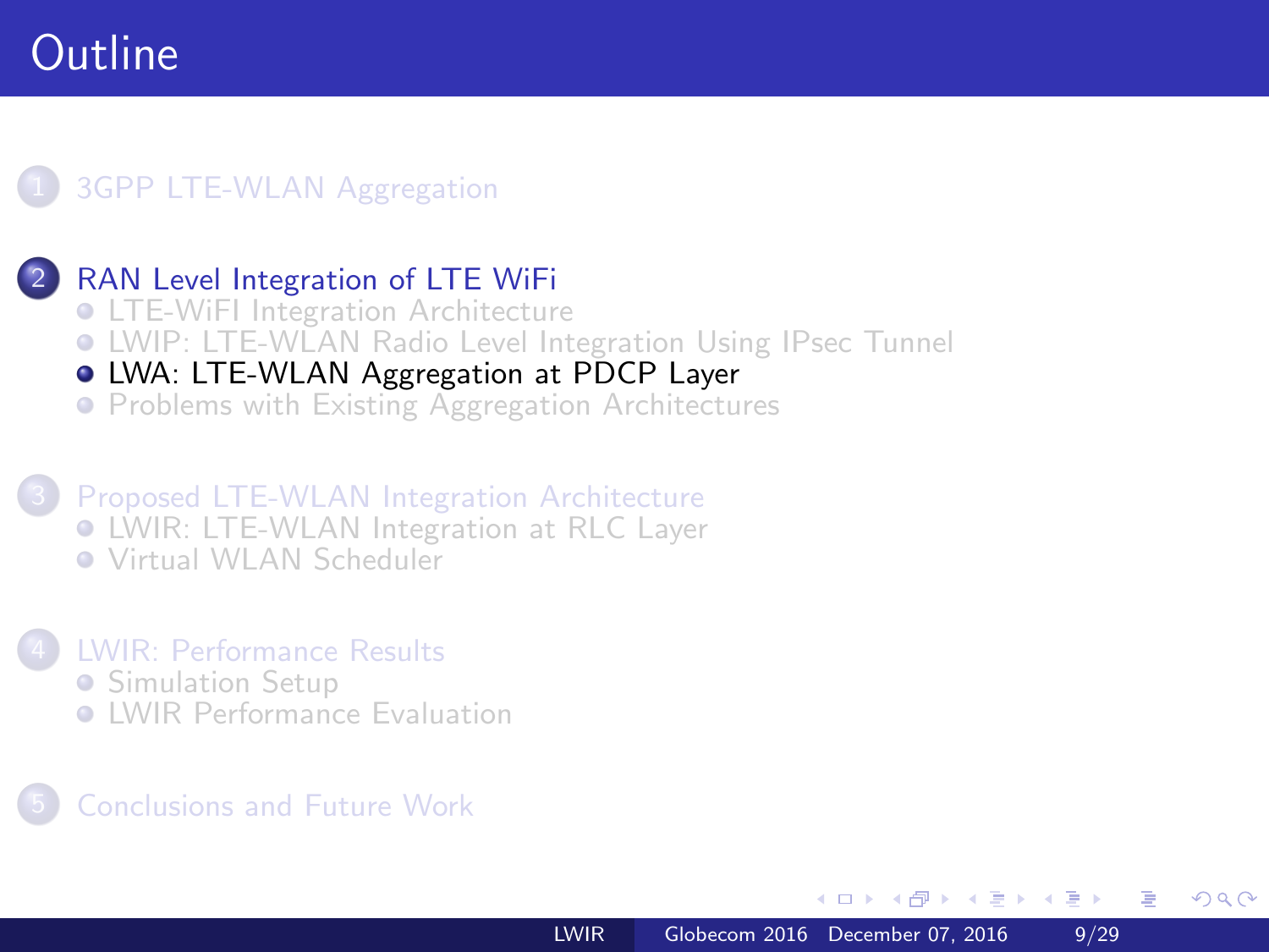# Outline

1. 3GPP LTE-WLAN Aggregation

2. RAN Level Integration of LTE WiFi
   - LTE-WiFI Integration Architecture
   - LWIP: LTE-WLAN Radio Level Integration Using IPsec Tunnel
   - LWA: LTE-WLAN Aggregation at PDCP Layer
   - Problems with Existing Aggregation Architectures

3. Proposed LTE-WLAN Integration Architecture
   - LWIR: LTE-WLAN Integration at RLC Layer
   - Virtual WLAN Scheduler

4. LWIR: Performance Results
   - Simulation Setup
   - LWIR Performance Evaluation

5. Conclusions and Future Work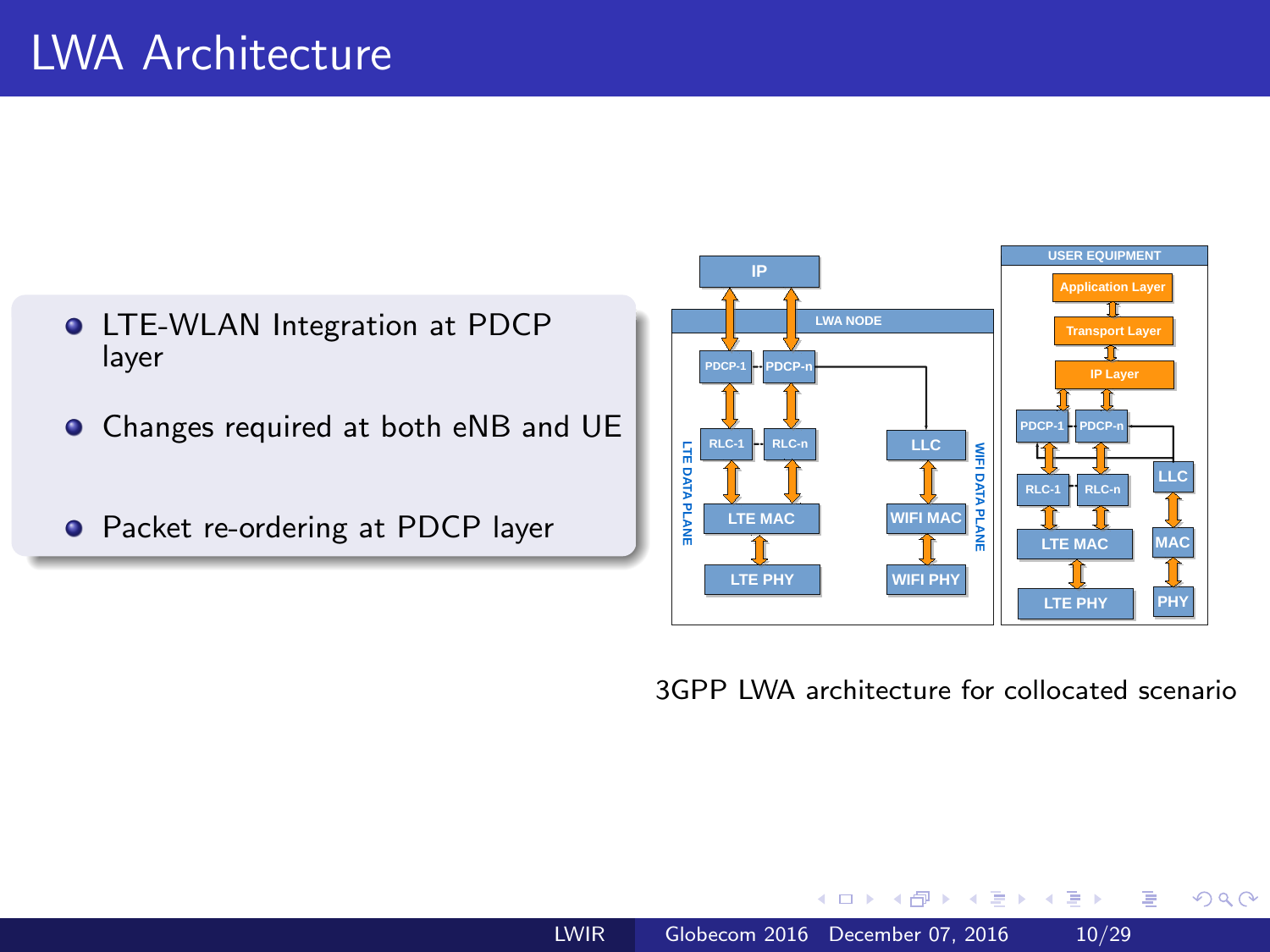# LWA Architecture

- LTE-WLAN Integration at PDCP layer
- Changes required at both eNB and UE
- Packet re-ordering at PDCP layer

3GPP LWA architecture for collocated scenario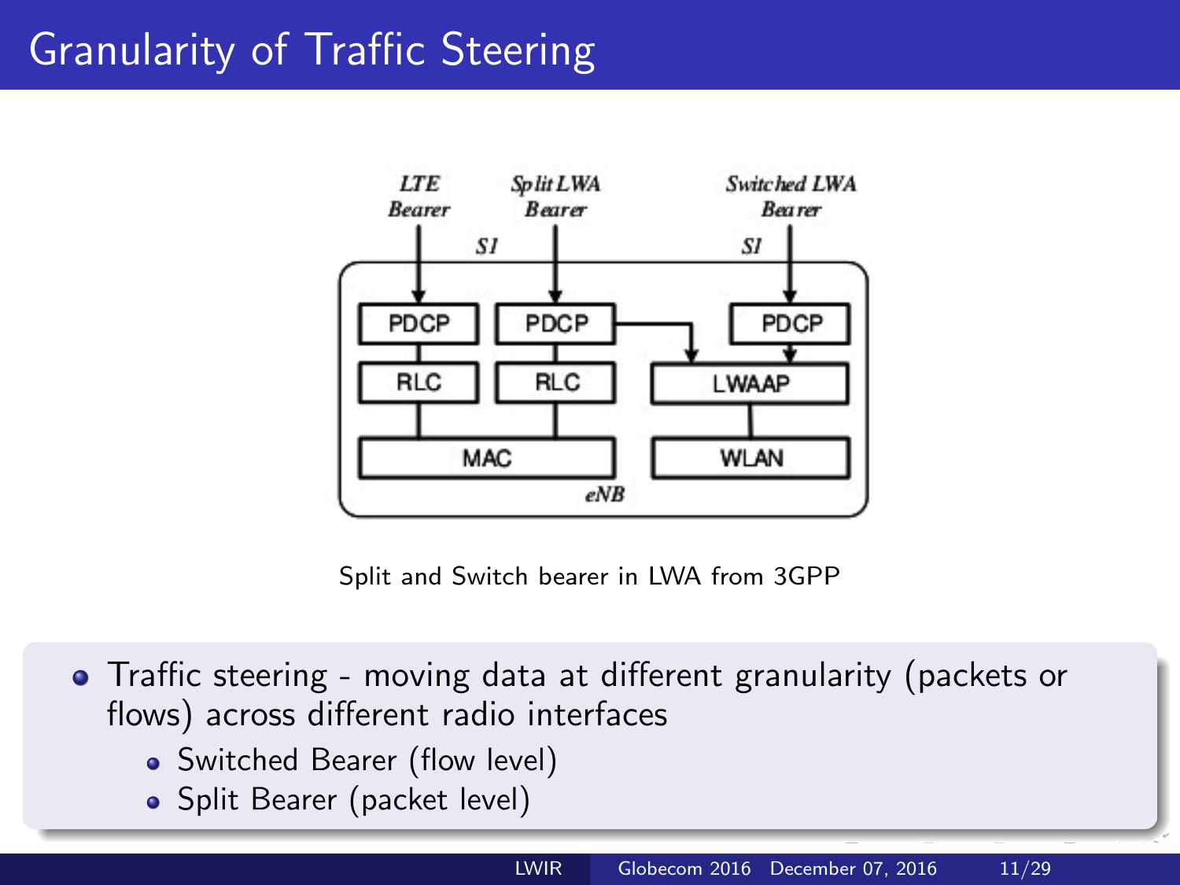# Granularity of Traffic Steering

Split and Switch bearer in LWA from 3GPP

- Traffic steering - moving data at different granularity (packets or flows) across different radio interfaces
  - Switched Bearer (flow level)
  - Split Bearer (packet level)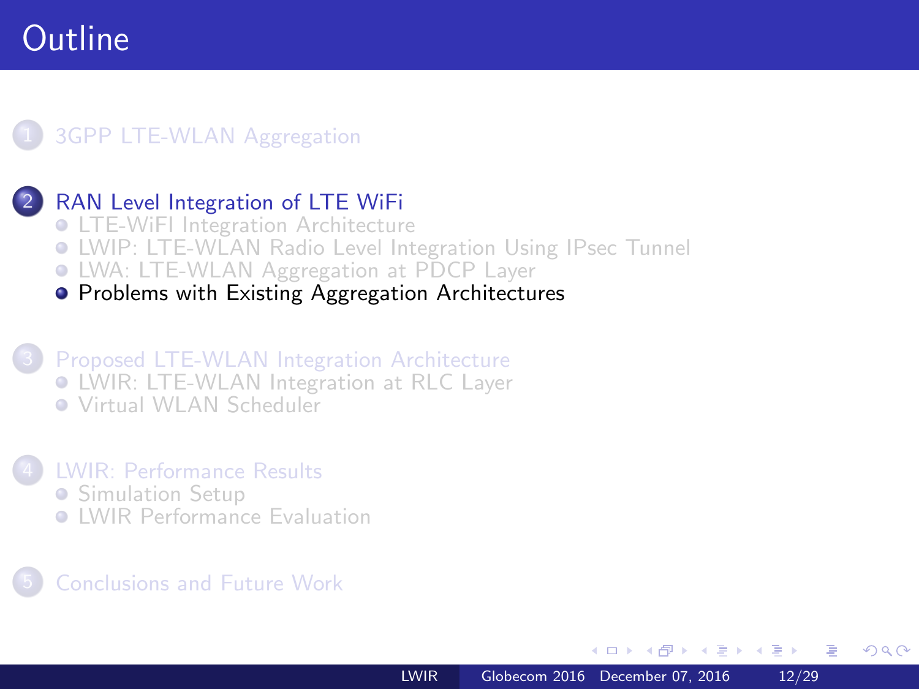# Outline

1. 3GPP LTE-WLAN Aggregation

2. RAN Level Integration of LTE WiFi
   - LTE-WiFI Integration Architecture
   - LWIP: LTE-WLAN Radio Level Integration Using IPsec Tunnel
   - LWA: LTE-WLAN Aggregation at PDCP Layer
   - Problems with Existing Aggregation Architectures

3. Proposed LTE-WLAN Integration Architecture
   - LWIR: LTE-WLAN Integration at RLC Layer
   - Virtual WLAN Scheduler

4. LWIR: Performance Results
   - Simulation Setup
   - LWIR Performance Evaluation

5. Conclusions and Future Work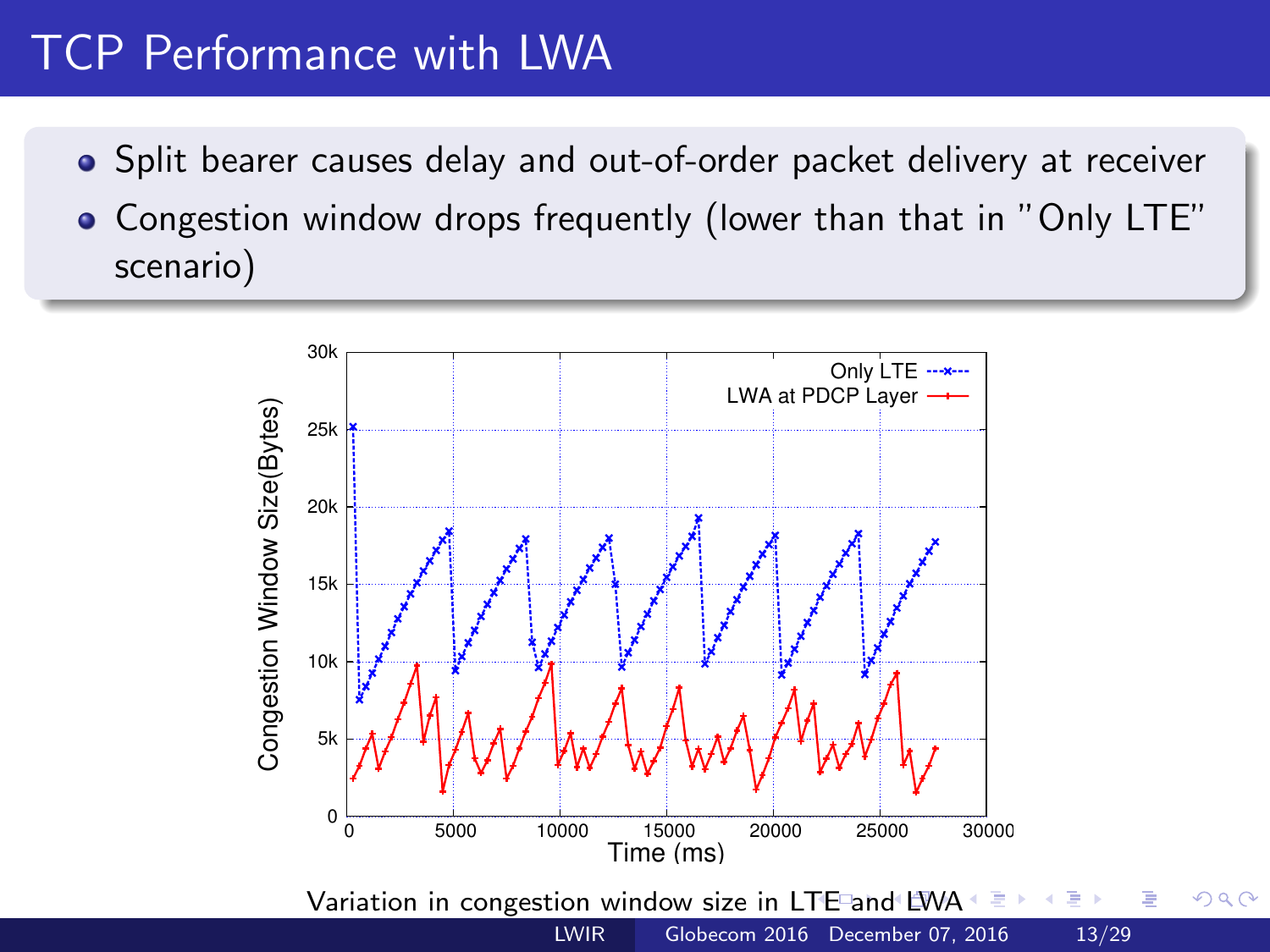# TCP Performance with LWA

- Split bearer causes delay and out-of-order packet delivery at receiver
- Congestion window drops frequently (lower than that in "Only LTE" scenario)

Variation in congestion window size in LTE and LWA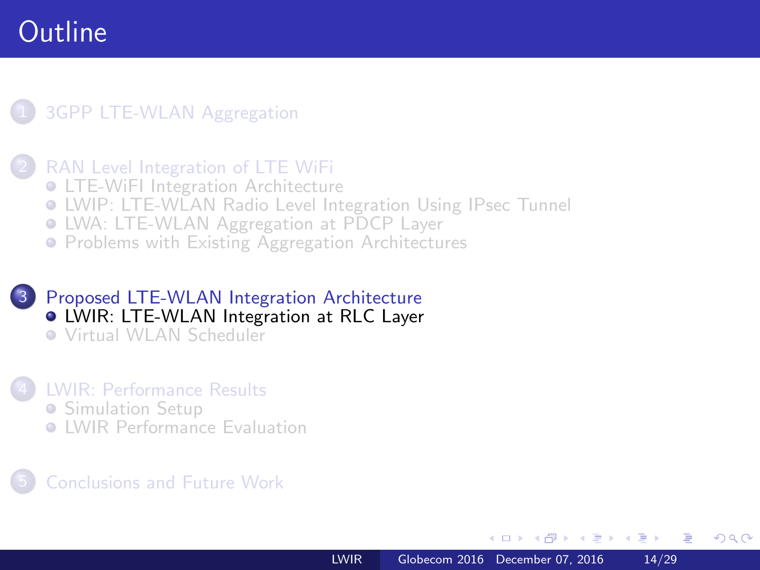# Outline

1. 3GPP LTE-WLAN Aggregation
2. RAN Level Integration of LTE WiFi
   - LTE-WiFI Integration Architecture
   - LWIP: LTE-WLAN Radio Level Integration Using IPsec Tunnel
   - LWA: LTE-WLAN Aggregation at PDCP Layer
   - Problems with Existing Aggregation Architectures
3. Proposed LTE-WLAN Integration Architecture
   - LWIR: LTE-WLAN Integration at RLC Layer
   - Virtual WLAN Scheduler
4. LWIR: Performance Results
   - Simulation Setup
   - LWIR Performance Evaluation
5. Conclusions and Future Work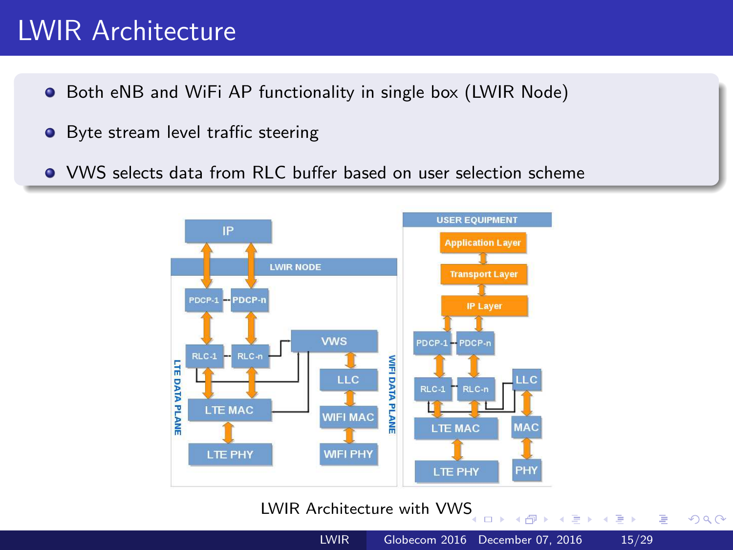# LWIR Architecture

- Both eNB and WiFi AP functionality in single box (LWIR Node)
- Byte stream level traffic steering
- VWS selects data from RLC buffer based on user selection scheme

LWIR Architecture with VWS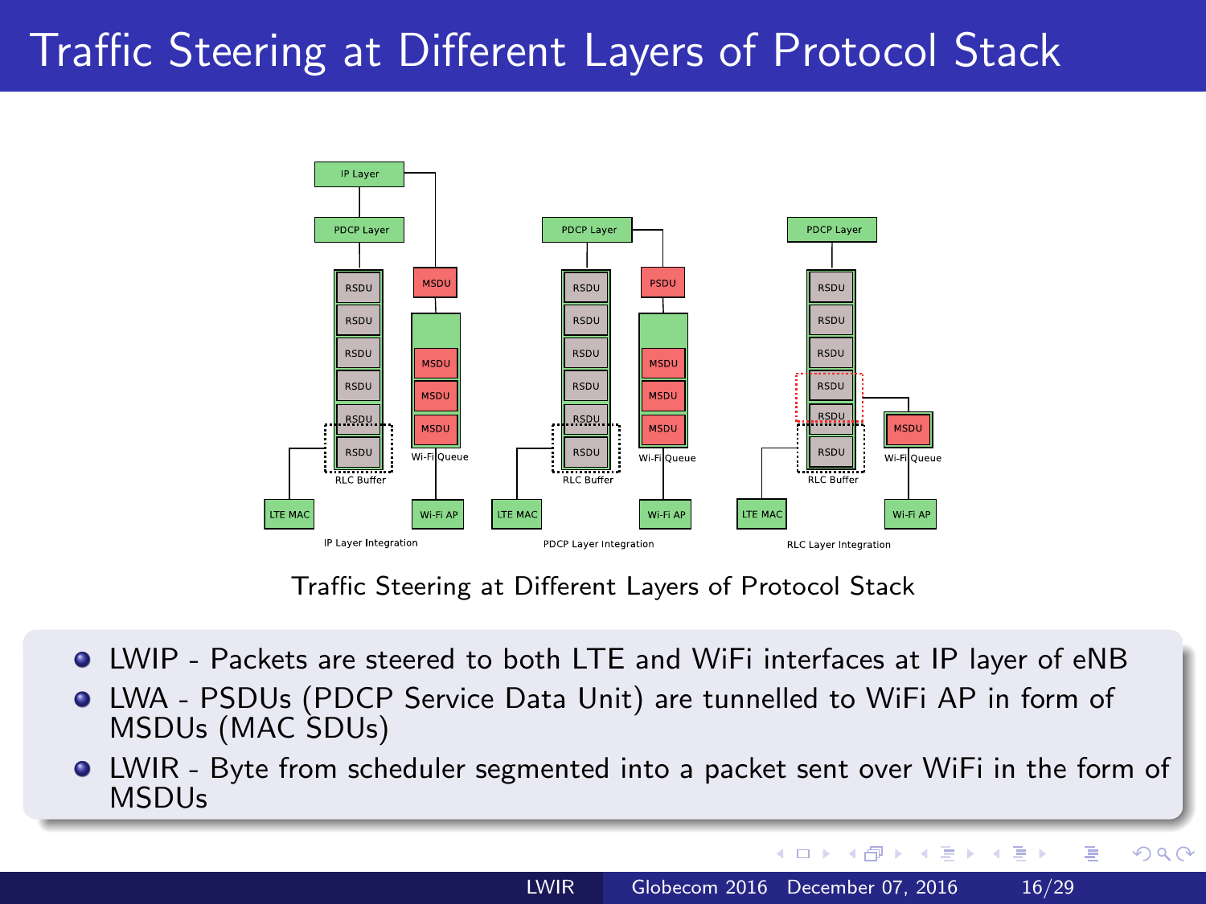# Traffic Steering at Different Layers of Protocol Stack

Traffic Steering at Different Layers of Protocol Stack

- LWIP - Packets are steered to both LTE and WiFi interfaces at IP layer of eNB
- LWA - PSDUs (PDCP Service Data Unit) are tunnelled to WiFi AP in form of MSDUs (MAC SDUs)
- LWIR - Byte from scheduler segmented into a packet sent over WiFi in the form of MSDUs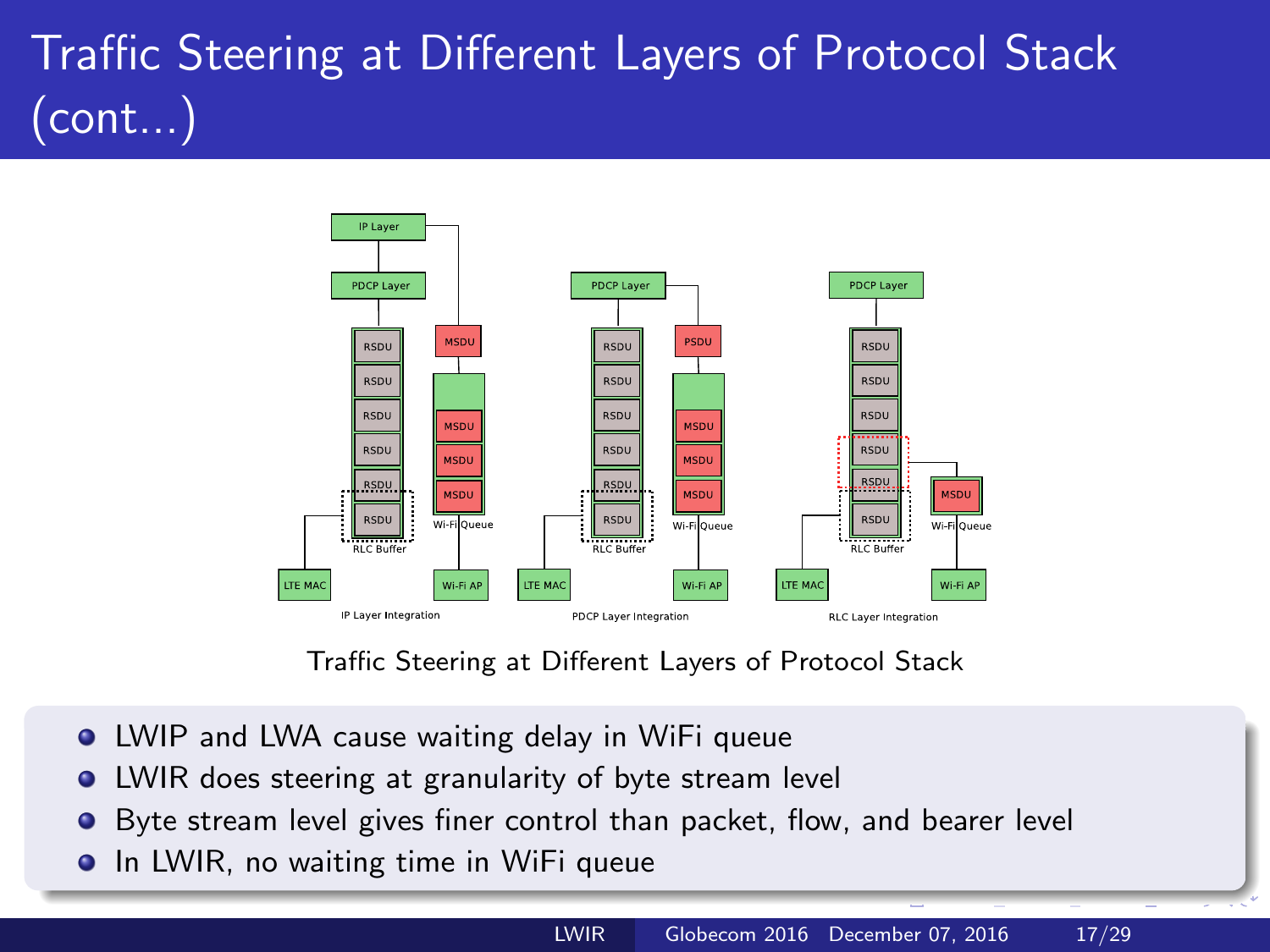# Traffic Steering at Different Layers of Protocol Stack (cont...)

Traffic Steering at Different Layers of Protocol Stack

- LWIP and LWA cause waiting delay in WiFi queue
- LWIR does steering at granularity of byte stream level
- Byte stream level gives finer control than packet, flow, and bearer level
- In LWIR, no waiting time in WiFi queue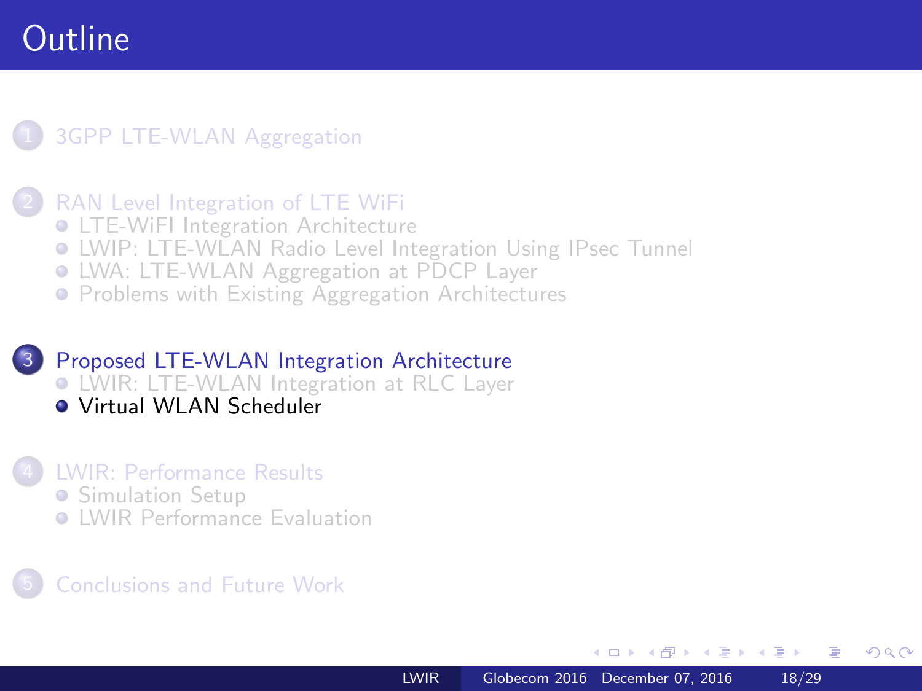# Outline

1. 3GPP LTE-WLAN Aggregation

2. RAN Level Integration of LTE WiFi
   - LTE-WiFI Integration Architecture
   - LWIP: LTE-WLAN Radio Level Integration Using IPsec Tunnel
   - LWA: LTE-WLAN Aggregation at PDCP Layer
   - Problems with Existing Aggregation Architectures

3. Proposed LTE-WLAN Integration Architecture
   - LWIR: LTE-WLAN Integration at RLC Layer
   - Virtual WLAN Scheduler

4. LWIR: Performance Results
   - Simulation Setup
   - LWIR Performance Evaluation

5. Conclusions and Future Work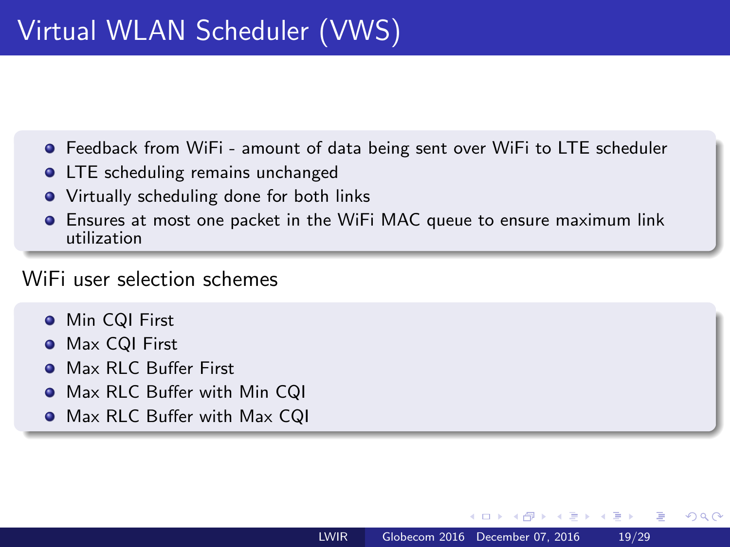# Virtual WLAN Scheduler (VWS)

- Feedback from WiFi - amount of data being sent over WiFi to LTE scheduler
- LTE scheduling remains unchanged
- Virtually scheduling done for both links
- Ensures at most one packet in the WiFi MAC queue to ensure maximum link utilization

WiFi user selection schemes

- Min CQI First
- Max CQI First
- Max RLC Buffer First
- Max RLC Buffer with Min CQI
- Max RLC Buffer with Max CQI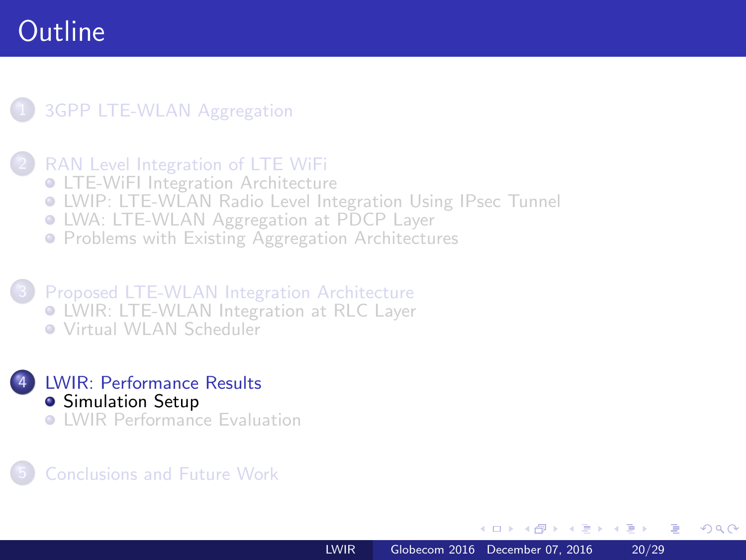# Outline

1. 3GPP LTE-WLAN Aggregation
2. RAN Level Integration of LTE WiFi
   - LTE-WiFI Integration Architecture
   - LWIP: LTE-WLAN Radio Level Integration Using IPsec Tunnel
   - LWA: LTE-WLAN Aggregation at PDCP Layer
   - Problems with Existing Aggregation Architectures
3. Proposed LTE-WLAN Integration Architecture
   - LWIR: LTE-WLAN Integration at RLC Layer
   - Virtual WLAN Scheduler
4. LWIR: Performance Results
   - Simulation Setup
   - LWIR Performance Evaluation
5. Conclusions and Future Work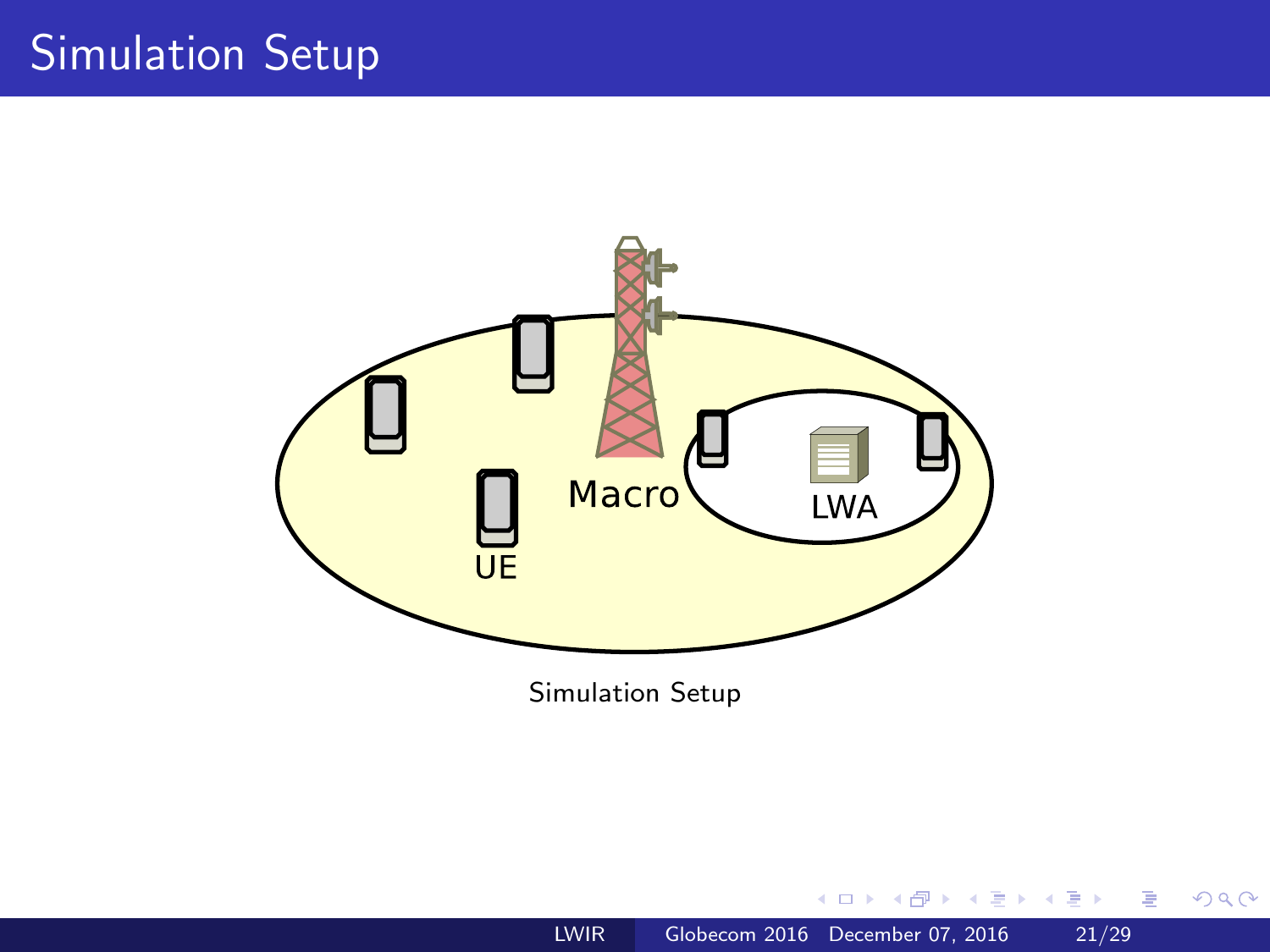# Simulation Setup

Macro

LWA

UE

Simulation Setup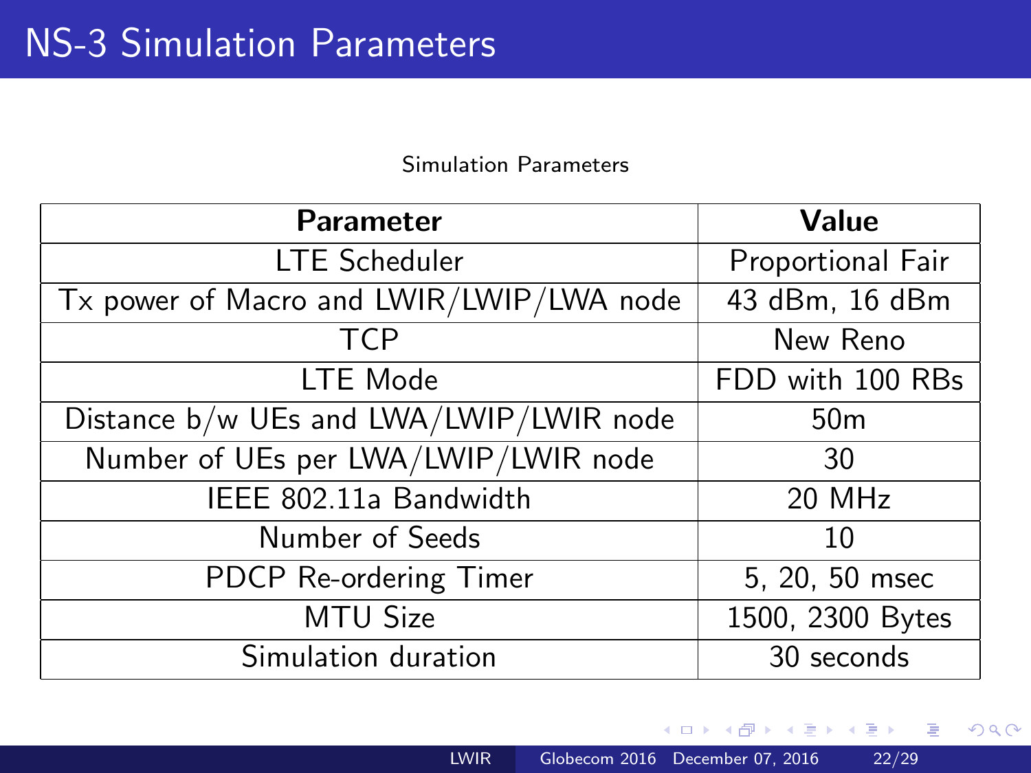# NS-3 Simulation Parameters

Simulation Parameters

| Parameter | Value |
| --- | --- |
| LTE Scheduler | Proportional Fair |
| Tx power of Macro and LWIR/LWIP/LWA node | 43 dBm, 16 dBm |
| TCP | New Reno |
| LTE Mode | FDD with 100 RBs |
| Distance b/w UEs and LWA/LWIP/LWIR node | 50m |
| Number of UEs per LWA/LWIP/LWIR node | 30 |
| IEEE 802.11a Bandwidth | 20 MHz |
| Number of Seeds | 10 |
| PDCP Re-ordering Timer | 5, 20, 50 msec |
| MTU Size | 1500, 2300 Bytes |
| Simulation duration | 30 seconds |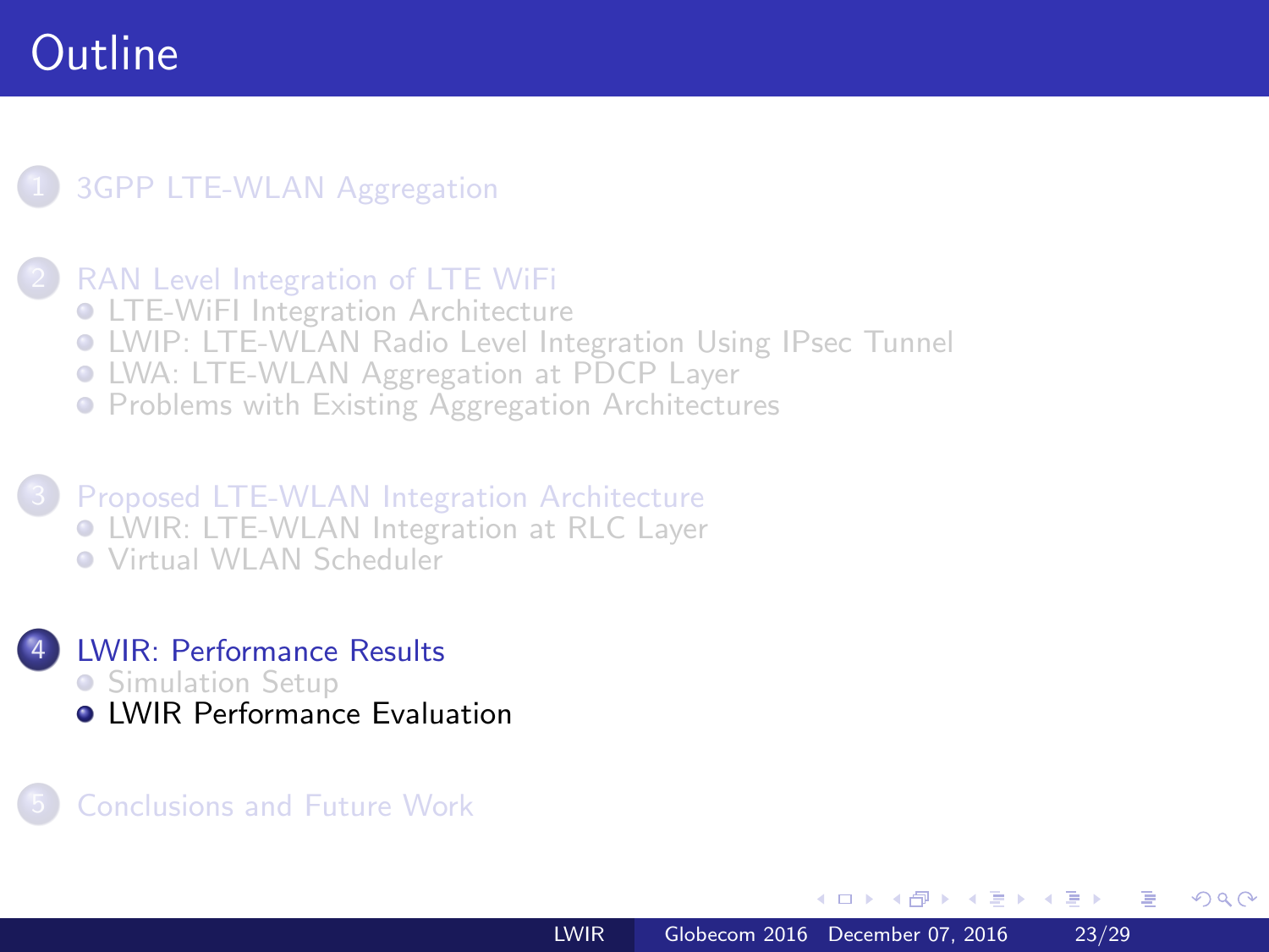# Outline

1. 3GPP LTE-WLAN Aggregation
2. RAN Level Integration of LTE WiFi
   - LTE-WiFI Integration Architecture
   - LWIP: LTE-WLAN Radio Level Integration Using IPsec Tunnel
   - LWA: LTE-WLAN Aggregation at PDCP Layer
   - Problems with Existing Aggregation Architectures
3. Proposed LTE-WLAN Integration Architecture
   - LWIR: LTE-WLAN Integration at RLC Layer
   - Virtual WLAN Scheduler
4. LWIR: Performance Results
   - Simulation Setup
   - LWIR Performance Evaluation
5. Conclusions and Future Work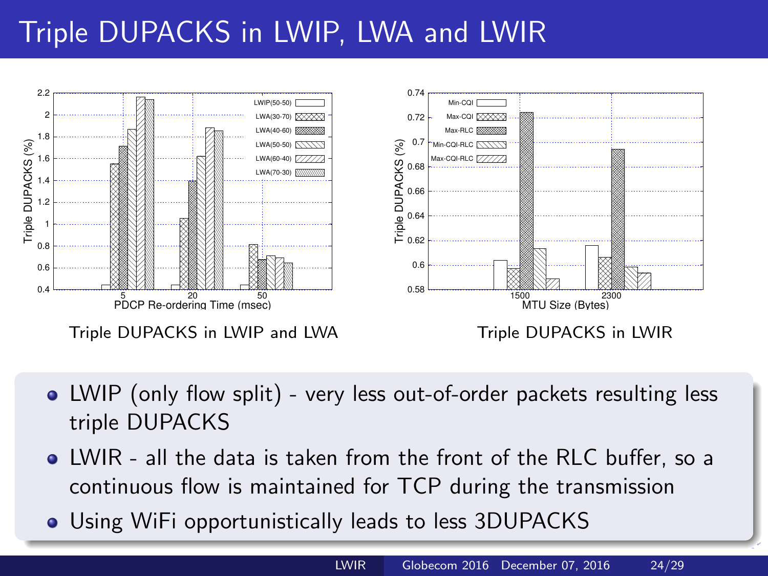# Triple DUPACKS in LWIP, LWA and LWIR

Triple DUPACKS in LWIP and LWA

Triple DUPACKS in LWIR

- LWIP (only flow split) - very less out-of-order packets resulting less triple DUPACKS
- LWIR - all the data is taken from the front of the RLC buffer, so a continuous flow is maintained for TCP during the transmission
- Using WiFi opportunistically leads to less 3DUPACKS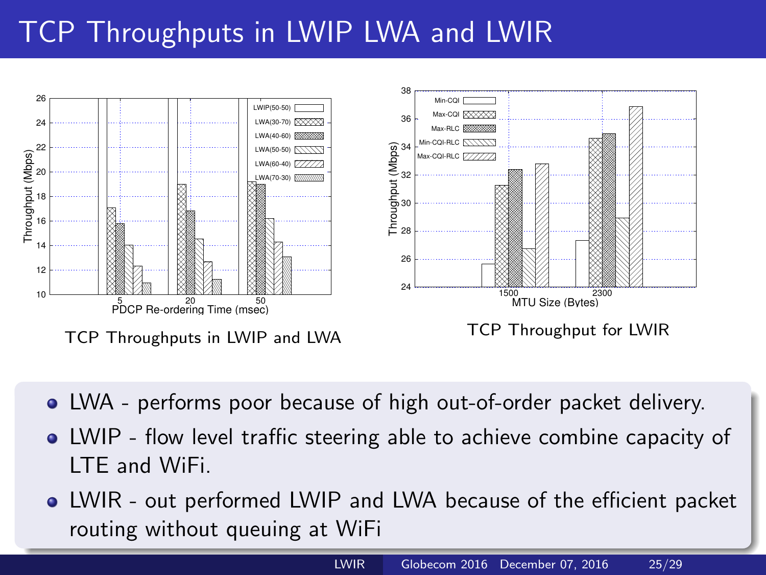# TCP Throughputs in LWIP LWA and LWIR

TCP Throughputs in LWIP and LWA

TCP Throughput for LWIR

- LWA - performs poor because of high out-of-order packet delivery.
- LWIP - flow level traffic steering able to achieve combine capacity of LTE and WiFi.
- LWIR - out performed LWIP and LWA because of the efficient packet routing without queuing at WiFi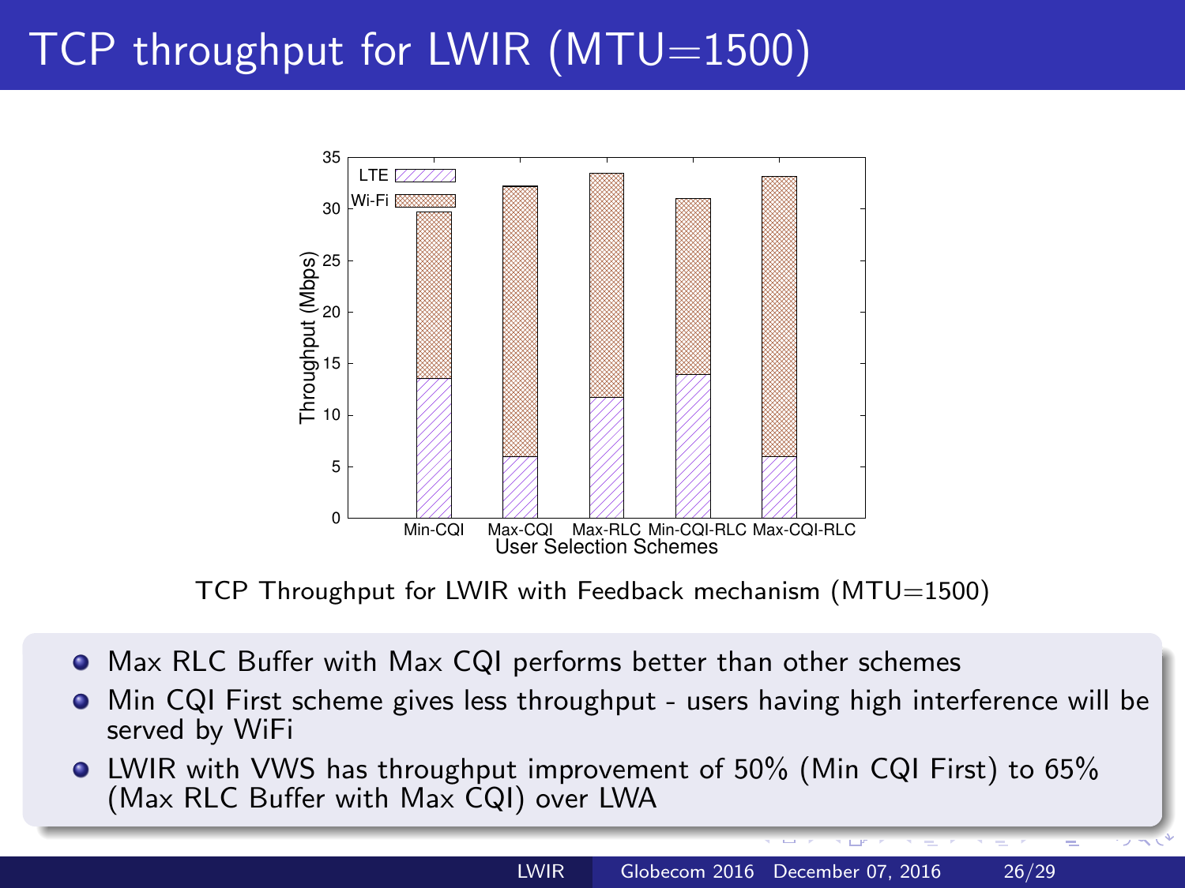# TCP throughput for LWIR (MTU=1500)

TCP Throughput for LWIR with Feedback mechanism (MTU=1500)

- Max RLC Buffer with Max CQI performs better than other schemes
- Min CQI First scheme gives less throughput - users having high interference will be served by WiFi
- LWIR with VWS has throughput improvement of 50% (Min CQI First) to 65% (Max RLC Buffer with Max CQI) over LWA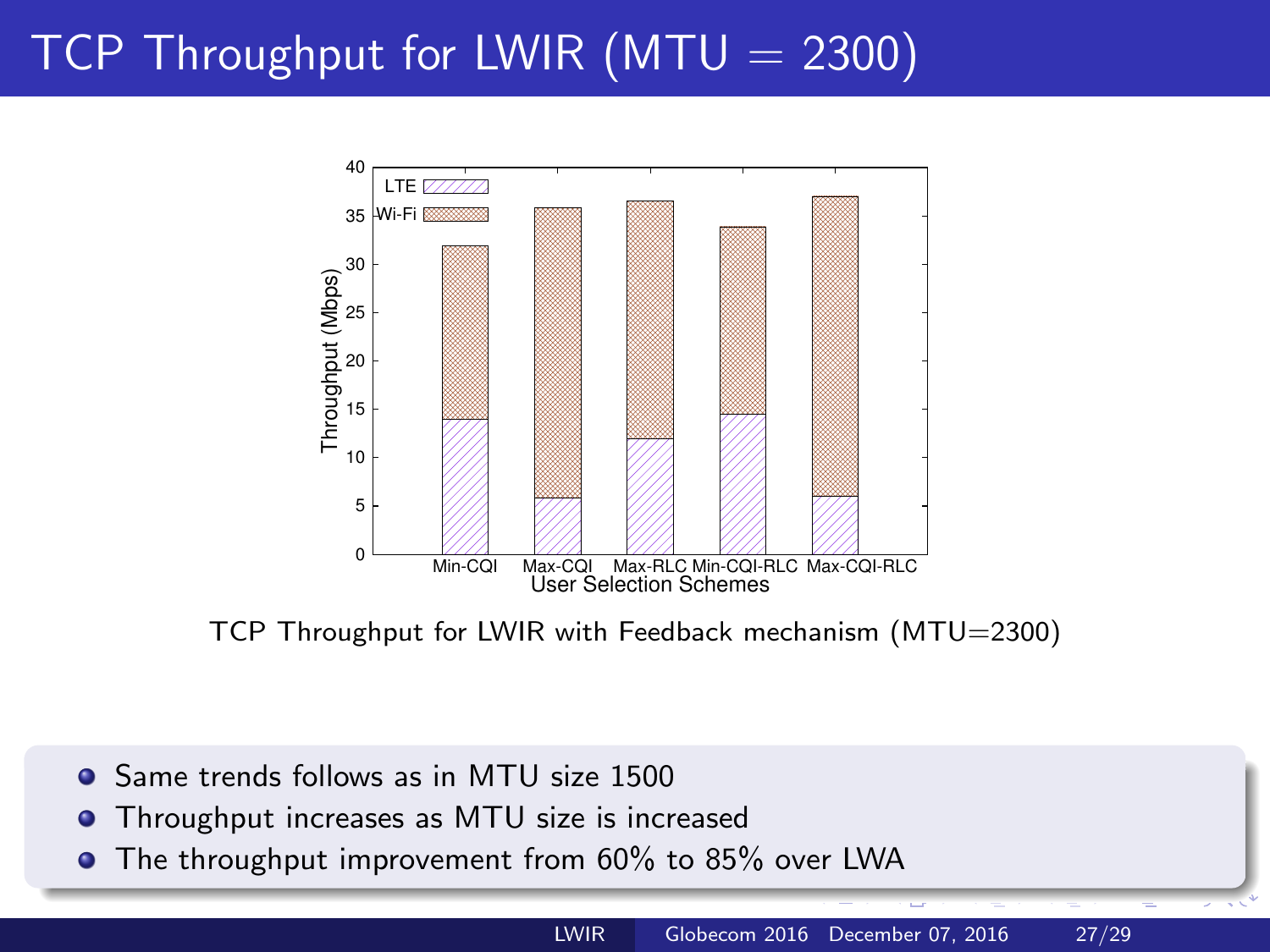# TCP Throughput for LWIR (MTU = 2300)

TCP Throughput for LWIR with Feedback mechanism (MTU=2300)

- Same trends follows as in MTU size 1500
- Throughput increases as MTU size is increased
- The throughput improvement from 60% to 85% over LWA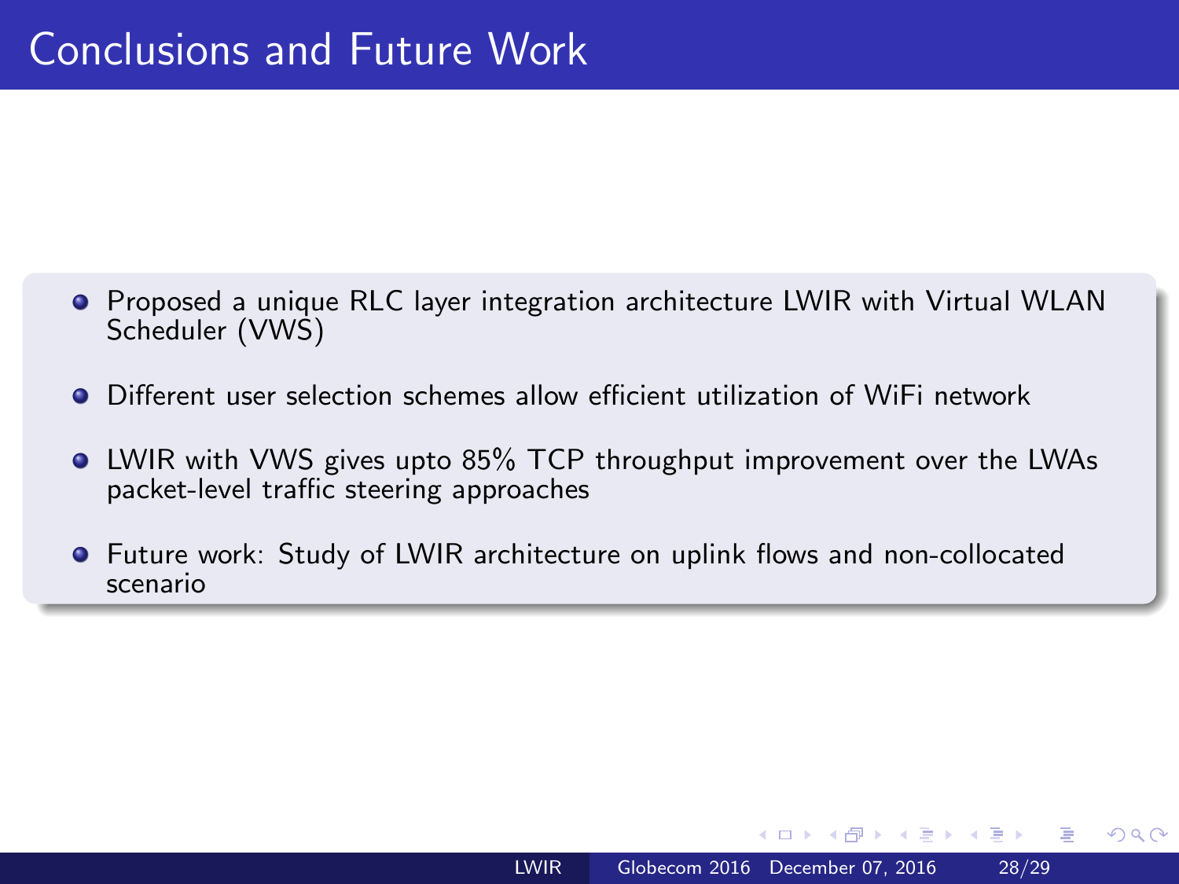# Conclusions and Future Work

- Proposed a unique RLC layer integration architecture LWIR with Virtual WLAN Scheduler (VWS)
- Different user selection schemes allow efficient utilization of WiFi network
- LWIR with VWS gives upto 85% TCP throughput improvement over the LWAs packet-level traffic steering approaches
- Future work: Study of LWIR architecture on uplink flows and non-collocated scenario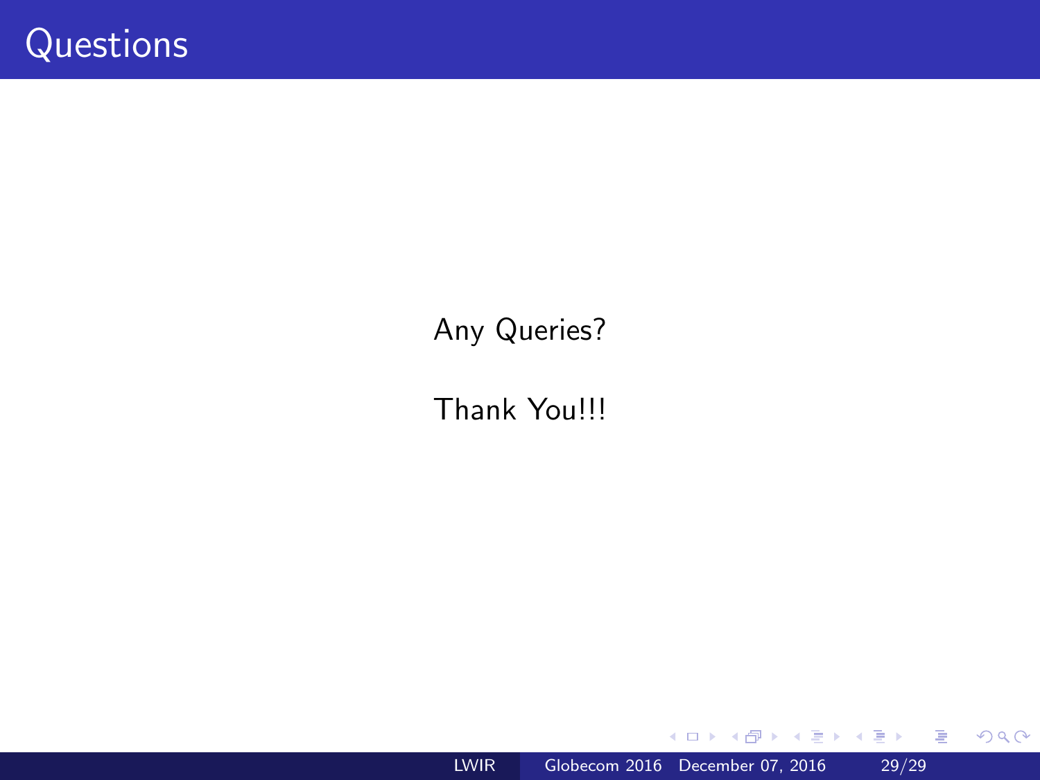# Questions

Any Queries?

Thank You!!!